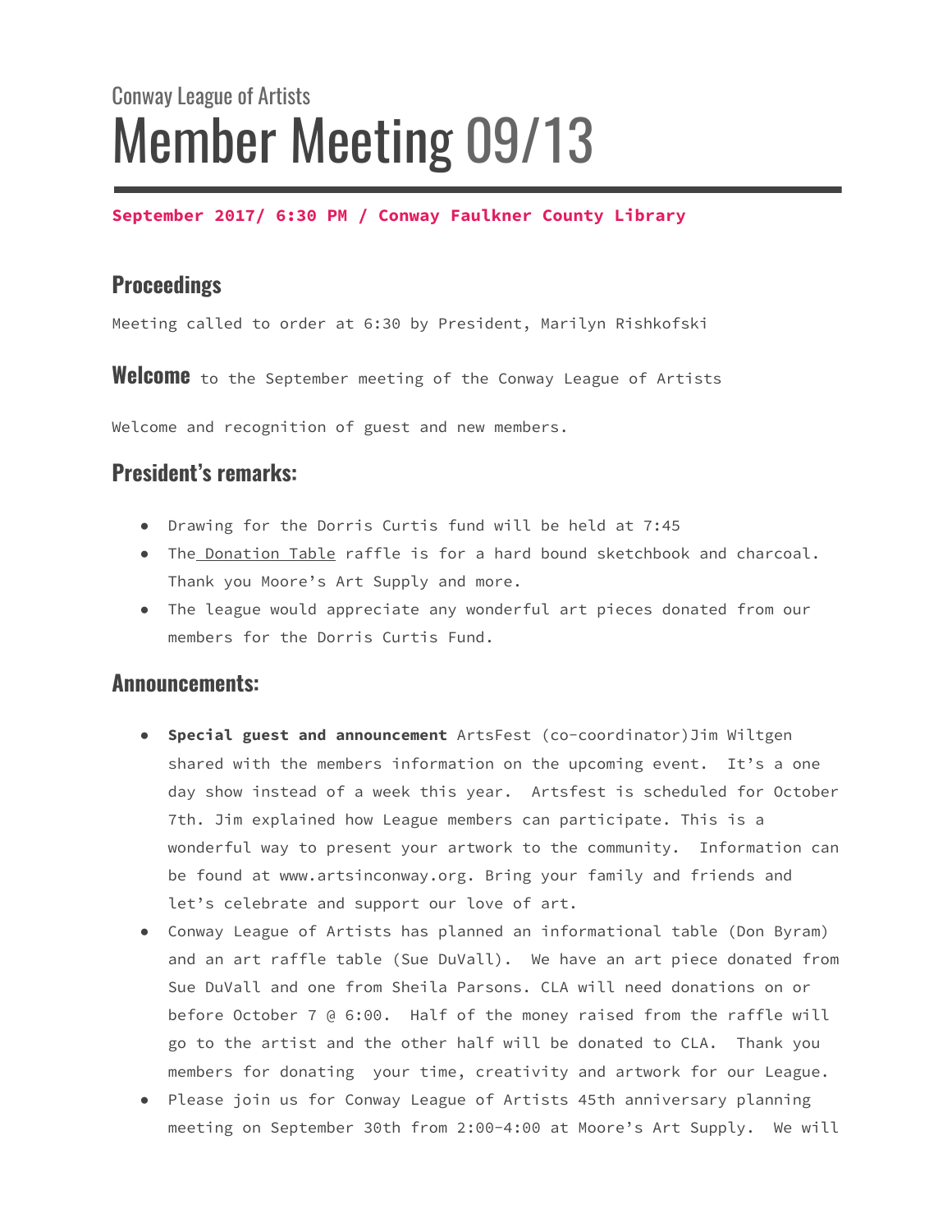Conway League of Artists

# Member Meeting 09/13

**September 2017/ 6:30 PM / Conway Faulkner County Library**

## Proceedings

Meeting called to order at 6:30 by President, Marilyn Rishkofski

**Welcome** to the September meeting of the Conway League of Artists

Welcome and recognition of guest and new members.

## President's remarks:

- Drawing for the Dorris Curtis fund will be held at 7:45
- The Donation Table raffle is for a hard bound sketchbook and charcoal. Thank you Moore's Art Supply and more.
- The league would appreciate any wonderful art pieces donated from our members for the Dorris Curtis Fund.

## Announcements:

- **Special guest and announcement** ArtsFest (co-coordinator)Jim Wiltgen shared with the members information on the upcoming event. It's a one day show instead of a week this year. Artsfest is scheduled for October 7th. Jim explained how League members can participate. This is a wonderful way to present your artwork to the community. Information can be found at www.artsinconway.org. Bring your family and friends and let's celebrate and support our love of art.
- Conway League of Artists has planned an informational table (Don Byram) and an art raffle table (Sue DuVall). We have an art piece donated from Sue DuVall and one from Sheila Parsons. CLA will need donations on or before October 7 @ 6:00. Half of the money raised from the raffle will go to the artist and the other half will be donated to CLA. Thank you members for donating your time, creativity and artwork for our League.
- Please join us for Conway League of Artists 45th anniversary planning meeting on September 30th from 2:00-4:00 at Moore's Art Supply. We will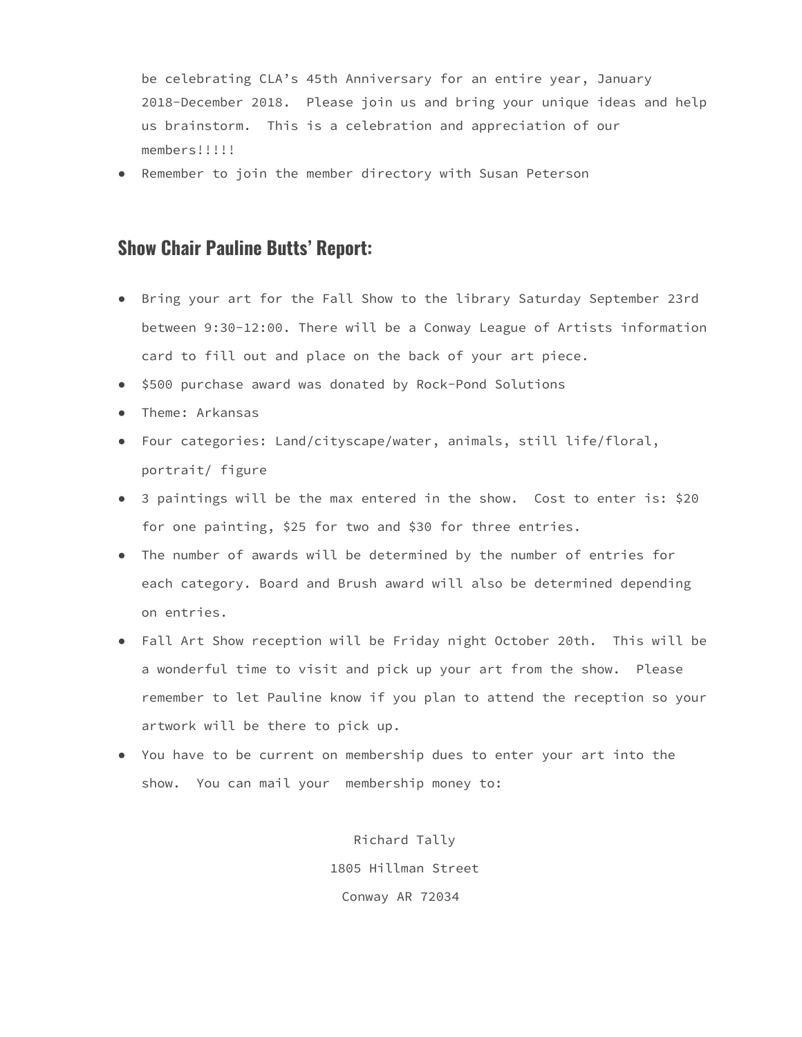be celebrating CLA's 45th Anniversary for an entire year, January 2018-December 2018. Please join us and bring your unique ideas and help us brainstorm. This is a celebration and appreciation of our members!!!!!

- Remember to join the member directory with Susan Peterson

## Show Chair Pauline Butts' Report:

- Bring your art for the Fall Show to the library Saturday September 23rd between 9:30-12:00. There will be a Conway League of Artists information card to fill out and place on the back of your art piece.
- $500 purchase award was donated by Rock-Pond Solutions
- Theme: Arkansas
- Four categories: Land/cityscape/water, animals, still life/floral, portrait/ figure
- 3 paintings will be the max entered in the show. Cost to enter is: $20 for one painting, $25 for two and $30 for three entries.
- The number of awards will be determined by the number of entries for each category. Board and Brush award will also be determined depending on entries.
- Fall Art Show reception will be Friday night October 20th. This will be a wonderful time to visit and pick up your art from the show. Please remember to let Pauline know if you plan to attend the reception so your artwork will be there to pick up.
- You have to be current on membership dues to enter your art into the show. You can mail your membership money to:

Richard Tally
1805 Hillman Street
Conway AR 72034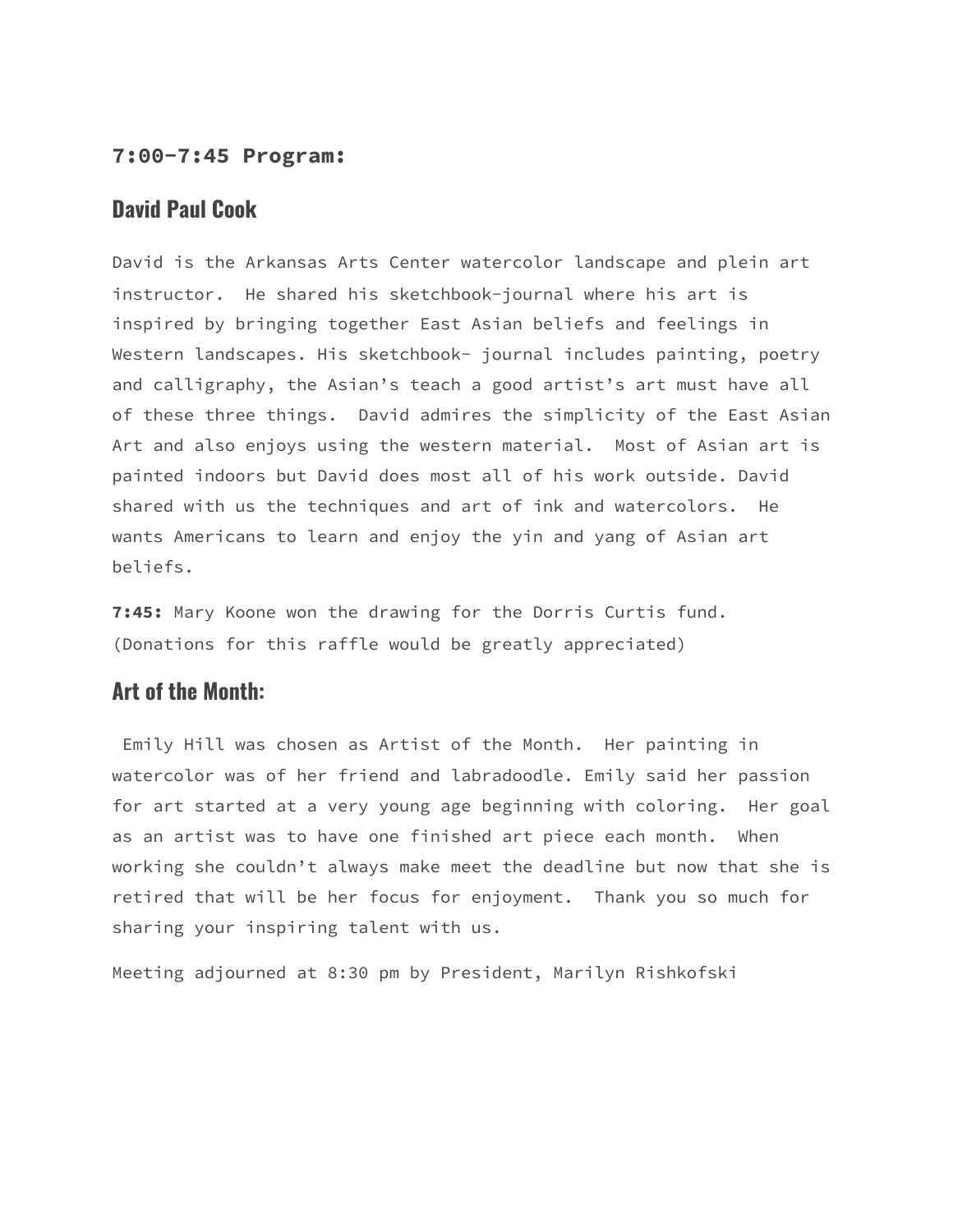**7:00-7:45 Program:**

## David Paul Cook

David is the Arkansas Arts Center watercolor landscape and plein art instructor. He shared his sketchbook-journal where his art is inspired by bringing together East Asian beliefs and feelings in Western landscapes. His sketchbook- journal includes painting, poetry and calligraphy, the Asian's teach a good artist's art must have all of these three things. David admires the simplicity of the East Asian Art and also enjoys using the western material. Most of Asian art is painted indoors but David does most all of his work outside. David shared with us the techniques and art of ink and watercolors. He wants Americans to learn and enjoy the yin and yang of Asian art beliefs.

**7:45:** Mary Koone won the drawing for the Dorris Curtis fund. (Donations for this raffle would be greatly appreciated)

## Art of the Month:

Emily Hill was chosen as Artist of the Month. Her painting in watercolor was of her friend and labradoodle. Emily said her passion for art started at a very young age beginning with coloring. Her goal as an artist was to have one finished art piece each month. When working she couldn't always make meet the deadline but now that she is retired that will be her focus for enjoyment. Thank you so much for sharing your inspiring talent with us.

Meeting adjourned at 8:30 pm by President, Marilyn Rishkofski